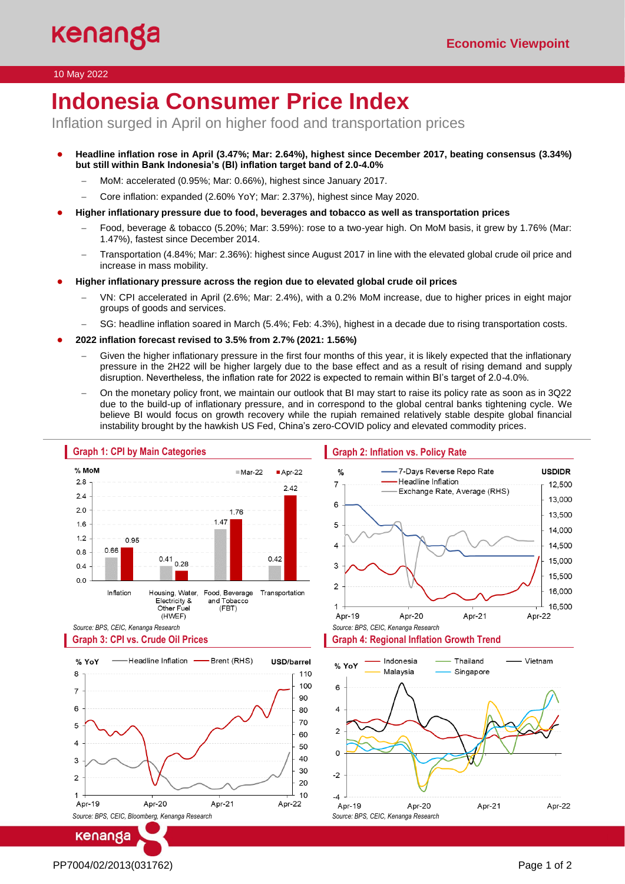# Indonesia Consumer Price Index

Inflation surged in April on higher food and transportation prices

10 May 2022

- **Headline inflation rose in April (3.47%; Mar: 2.64%), highest since December 2017, beating consensus (3.34%) but still within Bank Indonesia's (BI) inflation target band of 2.0-4.0%**
  - MoM: accelerated (0.95%; Mar: 0.66%), highest since January 2017.
  - Core inflation: expanded (2.60% YoY; Mar: 2.37%), highest since May 2020.
- **Higher inflationary pressure due to food, beverages and tobacco as well as transportation prices**
  - Food, beverage & tobacco (5.20%; Mar: 3.59%): rose to a two-year high. On MoM basis, it grew by 1.76% (Mar: 1.47%), fastest since December 2014.
  - Transportation (4.84%; Mar: 2.36%): highest since August 2017 in line with the elevated global crude oil price and increase in mass mobility.
- **Higher inflationary pressure across the region due to elevated global crude oil prices**
  - VN: CPI accelerated in April (2.6%; Mar: 2.4%), with a 0.2% MoM increase, due to higher prices in eight major groups of goods and services.
  - SG: headline inflation soared in March (5.4%; Feb: 4.3%), highest in a decade due to rising transportation costs.
- **2022 inflation forecast revised to 3.5% from 2.7% (2021: 1.56%)**
  - Given the higher inflationary pressure in the first four months of this year, it is likely expected that the inflationary pressure in the 2H22 will be higher largely due to the base effect and as a result of rising demand and supply disruption. Nevertheless, the inflation rate for 2022 is expected to remain within BI's target of 2.0-4.0%.
  - On the monetary policy front, we maintain our outlook that BI may start to raise its policy rate as soon as in 3Q22 due to the build-up of inflationary pressure, and in correspond to the global central banks tightening cycle. We believe BI would focus on growth recovery while the rupiah remained relatively stable despite global financial instability brought by the hawkish US Fed, China's zero-COVID policy and elevated commodity prices.

**Graph 1: CPI by Main Categories**

| % MoM | Mar-22 | Apr-22 |
|---|---|---|
| Inflation | 0.66 | 0.95 |
| Housing, Water, Electricity & Other Fuel (HWEF) | 0.41 | 0.28 |
| Food, Beverage and Tobacco (FBT) | 1.47 | 1.76 |
| Transportation | 0.42 | 2.42 |

*Source: BPS, CEIC, Kenanga Research*

**Graph 2: Inflation vs. Policy Rate**

*Source: BPS, CEIC, Kenanga Research*

**Graph 3: CPI vs. Crude Oil Prices**

*Source: BPS, CEIC, Bloomberg, Kenanga Research*

**Graph 4: Regional Inflation Growth Trend**

*Source: BPS, CEIC, Kenanga Research*

PP7004/02/2013(031762)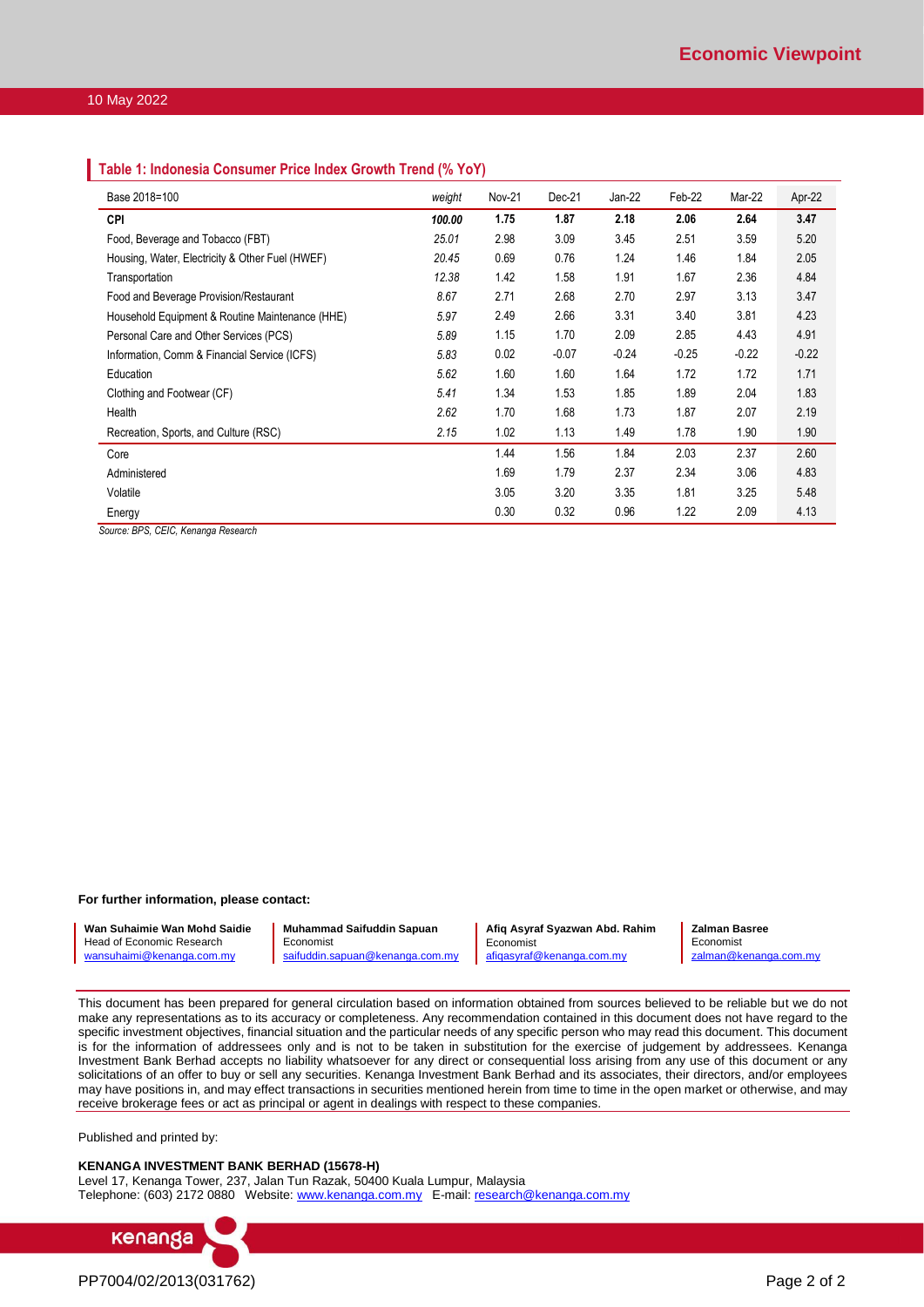### Table 1: Indonesia Consumer Price Index Growth Trend (% YoY)

| Base 2018=100 | weight | Nov-21 | Dec-21 | Jan-22 | Feb-22 | Mar-22 | Apr-22 |
|---|---|---|---|---|---|---|---|
| **CPI** | ***100.00*** | **1.75** | **1.87** | **2.18** | **2.06** | **2.64** | **3.47** |
| Food, Beverage and Tobacco (FBT) | *25.01* | 2.98 | 3.09 | 3.45 | 2.51 | 3.59 | 5.20 |
| Housing, Water, Electricity & Other Fuel (HWEF) | *20.45* | 0.69 | 0.76 | 1.24 | 1.46 | 1.84 | 2.05 |
| Transportation | *12.38* | 1.42 | 1.58 | 1.91 | 1.67 | 2.36 | 4.84 |
| Food and Beverage Provision/Restaurant | *8.67* | 2.71 | 2.68 | 2.70 | 2.97 | 3.13 | 3.47 |
| Household Equipment & Routine Maintenance (HHE) | *5.97* | 2.49 | 2.66 | 3.31 | 3.40 | 3.81 | 4.23 |
| Personal Care and Other Services (PCS) | *5.89* | 1.15 | 1.70 | 2.09 | 2.85 | 4.43 | 4.91 |
| Information, Comm & Financial Service (ICFS) | *5.83* | 0.02 | -0.07 | -0.24 | -0.25 | -0.22 | -0.22 |
| Education | *5.62* | 1.60 | 1.60 | 1.64 | 1.72 | 1.72 | 1.71 |
| Clothing and Footwear (CF) | *5.41* | 1.34 | 1.53 | 1.85 | 1.89 | 2.04 | 1.83 |
| Health | *2.62* | 1.70 | 1.68 | 1.73 | 1.87 | 2.07 | 2.19 |
| Recreation, Sports, and Culture (RSC) | *2.15* | 1.02 | 1.13 | 1.49 | 1.78 | 1.90 | 1.90 |
| Core | | 1.44 | 1.56 | 1.84 | 2.03 | 2.37 | 2.60 |
| Administered | | 1.69 | 1.79 | 2.37 | 2.34 | 3.06 | 4.83 |
| Volatile | | 3.05 | 3.20 | 3.35 | 1.81 | 3.25 | 5.48 |
| Energy | | 0.30 | 0.32 | 0.96 | 1.22 | 2.09 | 4.13 |

*Source: BPS, CEIC, Kenanga Research*

**For further information, please contact:**

**Wan Suhaimie Wan Mohd Saidie**
Head of Economic Research
wansuhaimi@kenanga.com.my

**Muhammad Saifuddin Sapuan**
Economist
saifuddin.sapuan@kenanga.com.my

**Afiq Asyraf Syazwan Abd. Rahim**
Economist
afiqasyraf@kenanga.com.my

**Zalman Basree**
Economist
zalman@kenanga.com.my

This document has been prepared for general circulation based on information obtained from sources believed to be reliable but we do not make any representations as to its accuracy or completeness. Any recommendation contained in this document does not have regard to the specific investment objectives, financial situation and the particular needs of any specific person who may read this document. This document is for the information of addressees only and is not to be taken in substitution for the exercise of judgement by addressees. Kenanga Investment Bank Berhad accepts no liability whatsoever for any direct or consequential loss arising from any use of this document or any solicitations of an offer to buy or sell any securities. Kenanga Investment Bank Berhad and its associates, their directors, and/or employees may have positions in, and may effect transactions in securities mentioned herein from time to time in the open market or otherwise, and may receive brokerage fees or act as principal or agent in dealings with respect to these companies.

Published and printed by:

**KENANGA INVESTMENT BANK BERHAD (15678-H)**
Level 17, Kenanga Tower, 237, Jalan Tun Razak, 50400 Kuala Lumpur, Malaysia
Telephone: (603) 2172 0880 Website: www.kenanga.com.my E-mail: research@kenanga.com.my

PP7004/02/2013(031762)